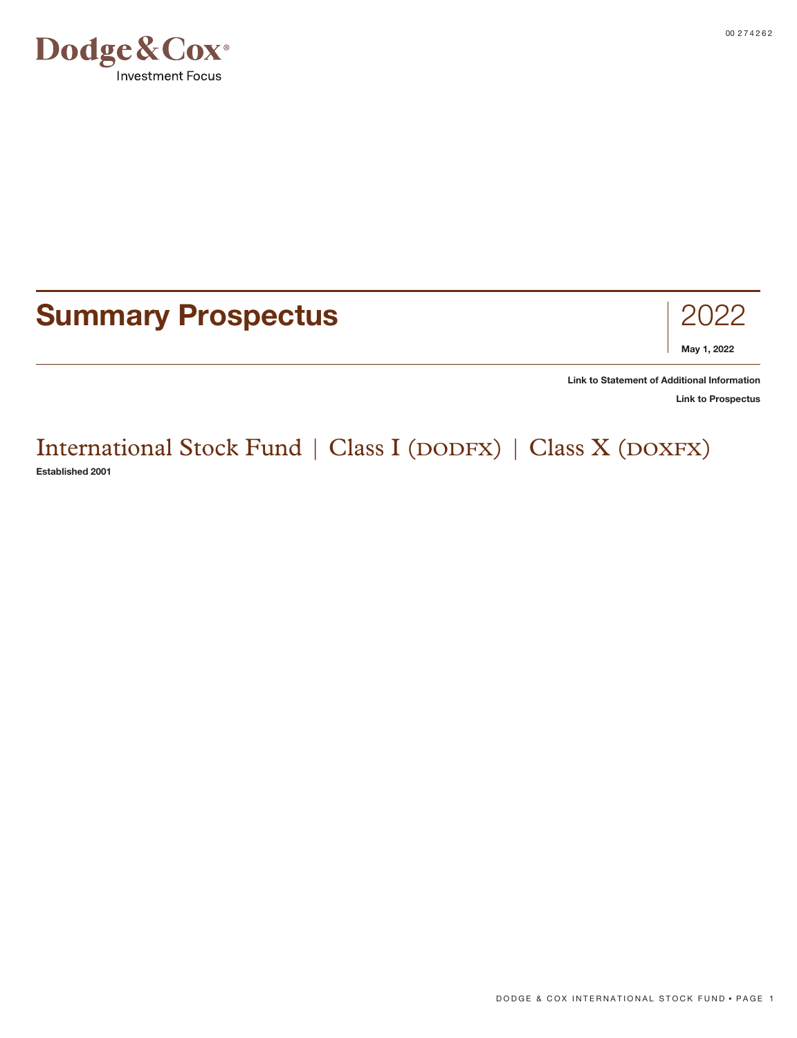Dodge & Cox®
Investment Focus

# Summary Prospectus

2022

**May 1, 2022**

**Link to Statement of Additional Information**

**Link to Prospectus**

## International Stock Fund | Class I (DODFX) | Class X (DOXFX)

**Established 2001**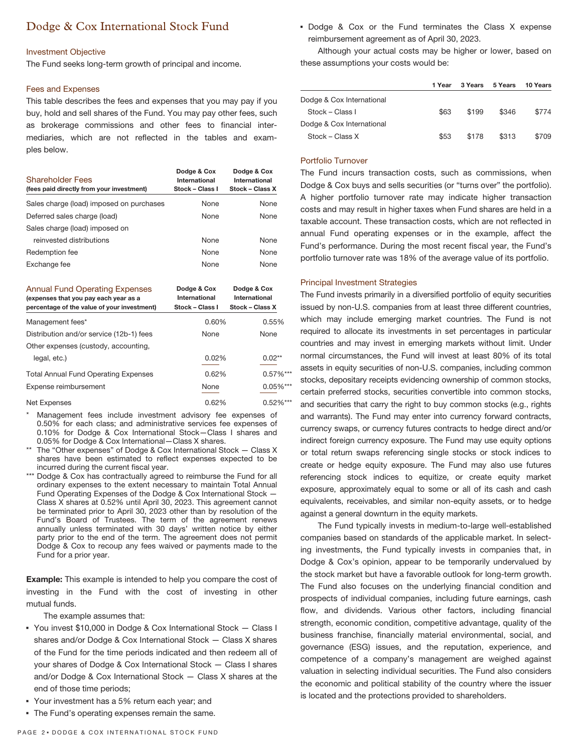# Dodge & Cox International Stock Fund

## Investment Objective

The Fund seeks long-term growth of principal and income.

## Fees and Expenses

This table describes the fees and expenses that you may pay if you buy, hold and sell shares of the Fund. You may pay other fees, such as brokerage commissions and other fees to financial intermediaries, which are not reflected in the tables and examples below.

| Shareholder Fees (fees paid directly from your investment) | Dodge & Cox International Stock – Class I | Dodge & Cox International Stock – Class X |
|---|---|---|
| Sales charge (load) imposed on purchases | None | None |
| Deferred sales charge (load) | None | None |
| Sales charge (load) imposed on reinvested distributions | None | None |
| Redemption fee | None | None |
| Exchange fee | None | None |

| Annual Fund Operating Expenses (expenses that you pay each year as a percentage of the value of your investment) | Dodge & Cox International Stock – Class I | Dodge & Cox International Stock – Class X |
|---|---|---|
| Management fees* | 0.60% | 0.55% |
| Distribution and/or service (12b-1) fees | None | None |
| Other expenses (custody, accounting, legal, etc.) | 0.02% | 0.02** |
| Total Annual Fund Operating Expenses | 0.62% | 0.57%*** |
| Expense reimbursement | None | 0.05%*** |
| Net Expenses | 0.62% | 0.52%*** |

\* Management fees include investment advisory fee expenses of 0.50% for each class; and administrative services fee expenses of 0.10% for Dodge & Cox International Stock—Class I shares and 0.05% for Dodge & Cox International—Class X shares.

\*\* The "Other expenses" of Dodge & Cox International Stock — Class X shares have been estimated to reflect expenses expected to be incurred during the current fiscal year.

\*\*\* Dodge & Cox has contractually agreed to reimburse the Fund for all ordinary expenses to the extent necessary to maintain Total Annual Fund Operating Expenses of the Dodge & Cox International Stock — Class X shares at 0.52% until April 30, 2023. This agreement cannot be terminated prior to April 30, 2023 other than by resolution of the Fund's Board of Trustees. The term of the agreement renews annually unless terminated with 30 days' written notice by either party prior to the end of the term. The agreement does not permit Dodge & Cox to recoup any fees waived or payments made to the Fund for a prior year.

**Example:** This example is intended to help you compare the cost of investing in the Fund with the cost of investing in other mutual funds.

The example assumes that:

- You invest $10,000 in Dodge & Cox International Stock — Class I shares and/or Dodge & Cox International Stock — Class X shares of the Fund for the time periods indicated and then redeem all of your shares of Dodge & Cox International Stock — Class I shares and/or Dodge & Cox International Stock — Class X shares at the end of those time periods;
- Your investment has a 5% return each year; and
- The Fund's operating expenses remain the same.
- Dodge & Cox or the Fund terminates the Class X expense reimbursement agreement as of April 30, 2023.

Although your actual costs may be higher or lower, based on these assumptions your costs would be:

| | 1 Year | 3 Years | 5 Years | 10 Years |
|---|---|---|---|---|
| Dodge & Cox International Stock – Class I | $63 | $199 | $346 | $774 |
| Dodge & Cox International Stock – Class X | $53 | $178 | $313 | $709 |

## Portfolio Turnover

The Fund incurs transaction costs, such as commissions, when Dodge & Cox buys and sells securities (or "turns over" the portfolio). A higher portfolio turnover rate may indicate higher transaction costs and may result in higher taxes when Fund shares are held in a taxable account. These transaction costs, which are not reflected in annual Fund operating expenses or in the example, affect the Fund's performance. During the most recent fiscal year, the Fund's portfolio turnover rate was 18% of the average value of its portfolio.

## Principal Investment Strategies

The Fund invests primarily in a diversified portfolio of equity securities issued by non-U.S. companies from at least three different countries, which may include emerging market countries. The Fund is not required to allocate its investments in set percentages in particular countries and may invest in emerging markets without limit. Under normal circumstances, the Fund will invest at least 80% of its total assets in equity securities of non-U.S. companies, including common stocks, depositary receipts evidencing ownership of common stocks, certain preferred stocks, securities convertible into common stocks, and securities that carry the right to buy common stocks (e.g., rights and warrants). The Fund may enter into currency forward contracts, currency swaps, or currency futures contracts to hedge direct and/or indirect foreign currency exposure. The Fund may use equity options or total return swaps referencing single stocks or stock indices to create or hedge equity exposure. The Fund may also use futures referencing stock indices to equitize, or create equity market exposure, approximately equal to some or all of its cash and cash equivalents, receivables, and similar non-equity assets, or to hedge against a general downturn in the equity markets.

The Fund typically invests in medium-to-large well-established companies based on standards of the applicable market. In selecting investments, the Fund typically invests in companies that, in Dodge & Cox's opinion, appear to be temporarily undervalued by the stock market but have a favorable outlook for long-term growth. The Fund also focuses on the underlying financial condition and prospects of individual companies, including future earnings, cash flow, and dividends. Various other factors, including financial strength, economic condition, competitive advantage, quality of the business franchise, financially material environmental, social, and governance (ESG) issues, and the reputation, experience, and competence of a company's management are weighed against valuation in selecting individual securities. The Fund also considers the economic and political stability of the country where the issuer is located and the protections provided to shareholders.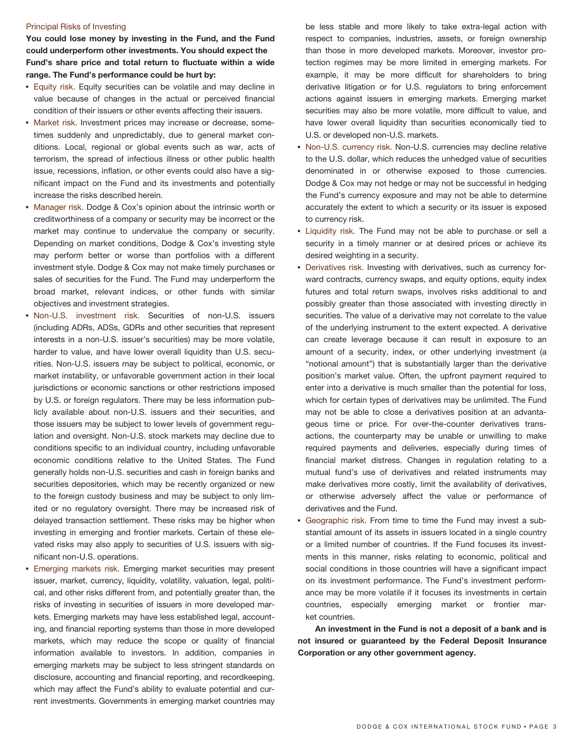## Principal Risks of Investing

**You could lose money by investing in the Fund, and the Fund could underperform other investments. You should expect the Fund's share price and total return to fluctuate within a wide range. The Fund's performance could be hurt by:**

- Equity risk. Equity securities can be volatile and may decline in value because of changes in the actual or perceived financial condition of their issuers or other events affecting their issuers.
- Market risk. Investment prices may increase or decrease, sometimes suddenly and unpredictably, due to general market conditions. Local, regional or global events such as war, acts of terrorism, the spread of infectious illness or other public health issue, recessions, inflation, or other events could also have a significant impact on the Fund and its investments and potentially increase the risks described herein.
- Manager risk. Dodge & Cox's opinion about the intrinsic worth or creditworthiness of a company or security may be incorrect or the market may continue to undervalue the company or security. Depending on market conditions, Dodge & Cox's investing style may perform better or worse than portfolios with a different investment style. Dodge & Cox may not make timely purchases or sales of securities for the Fund. The Fund may underperform the broad market, relevant indices, or other funds with similar objectives and investment strategies.
- Non-U.S. investment risk. Securities of non-U.S. issuers (including ADRs, ADSs, GDRs and other securities that represent interests in a non-U.S. issuer's securities) may be more volatile, harder to value, and have lower overall liquidity than U.S. securities. Non-U.S. issuers may be subject to political, economic, or market instability, or unfavorable government action in their local jurisdictions or economic sanctions or other restrictions imposed by U.S. or foreign regulators. There may be less information publicly available about non-U.S. issuers and their securities, and those issuers may be subject to lower levels of government regulation and oversight. Non-U.S. stock markets may decline due to conditions specific to an individual country, including unfavorable economic conditions relative to the United States. The Fund generally holds non-U.S. securities and cash in foreign banks and securities depositories, which may be recently organized or new to the foreign custody business and may be subject to only limited or no regulatory oversight. There may be increased risk of delayed transaction settlement. These risks may be higher when investing in emerging and frontier markets. Certain of these elevated risks may also apply to securities of U.S. issuers with significant non-U.S. operations.
- Emerging markets risk. Emerging market securities may present issuer, market, currency, liquidity, volatility, valuation, legal, political, and other risks different from, and potentially greater than, the risks of investing in securities of issuers in more developed markets. Emerging markets may have less established legal, accounting, and financial reporting systems than those in more developed markets, which may reduce the scope or quality of financial information available to investors. In addition, companies in emerging markets may be subject to less stringent standards on disclosure, accounting and financial reporting, and recordkeeping, which may affect the Fund's ability to evaluate potential and current investments. Governments in emerging market countries may be less stable and more likely to take extra-legal action with respect to companies, industries, assets, or foreign ownership than those in more developed markets. Moreover, investor protection regimes may be more limited in emerging markets. For example, it may be more difficult for shareholders to bring derivative litigation or for U.S. regulators to bring enforcement actions against issuers in emerging markets. Emerging market securities may also be more volatile, more difficult to value, and have lower overall liquidity than securities economically tied to U.S. or developed non-U.S. markets.
- Non-U.S. currency risk. Non-U.S. currencies may decline relative to the U.S. dollar, which reduces the unhedged value of securities denominated in or otherwise exposed to those currencies. Dodge & Cox may not hedge or may not be successful in hedging the Fund's currency exposure and may not be able to determine accurately the extent to which a security or its issuer is exposed to currency risk.
- Liquidity risk. The Fund may not be able to purchase or sell a security in a timely manner or at desired prices or achieve its desired weighting in a security.
- Derivatives risk. Investing with derivatives, such as currency forward contracts, currency swaps, and equity options, equity index futures and total return swaps, involves risks additional to and possibly greater than those associated with investing directly in securities. The value of a derivative may not correlate to the value of the underlying instrument to the extent expected. A derivative can create leverage because it can result in exposure to an amount of a security, index, or other underlying investment (a "notional amount") that is substantially larger than the derivative position's market value. Often, the upfront payment required to enter into a derivative is much smaller than the potential for loss, which for certain types of derivatives may be unlimited. The Fund may not be able to close a derivatives position at an advantageous time or price. For over-the-counter derivatives transactions, the counterparty may be unable or unwilling to make required payments and deliveries, especially during times of financial market distress. Changes in regulation relating to a mutual fund's use of derivatives and related instruments may make derivatives more costly, limit the availability of derivatives, or otherwise adversely affect the value or performance of derivatives and the Fund.
- Geographic risk. From time to time the Fund may invest a substantial amount of its assets in issuers located in a single country or a limited number of countries. If the Fund focuses its investments in this manner, risks relating to economic, political and social conditions in those countries will have a significant impact on its investment performance. The Fund's investment performance may be more volatile if it focuses its investments in certain countries, especially emerging market or frontier market countries.

**An investment in the Fund is not a deposit of a bank and is not insured or guaranteed by the Federal Deposit Insurance Corporation or any other government agency.**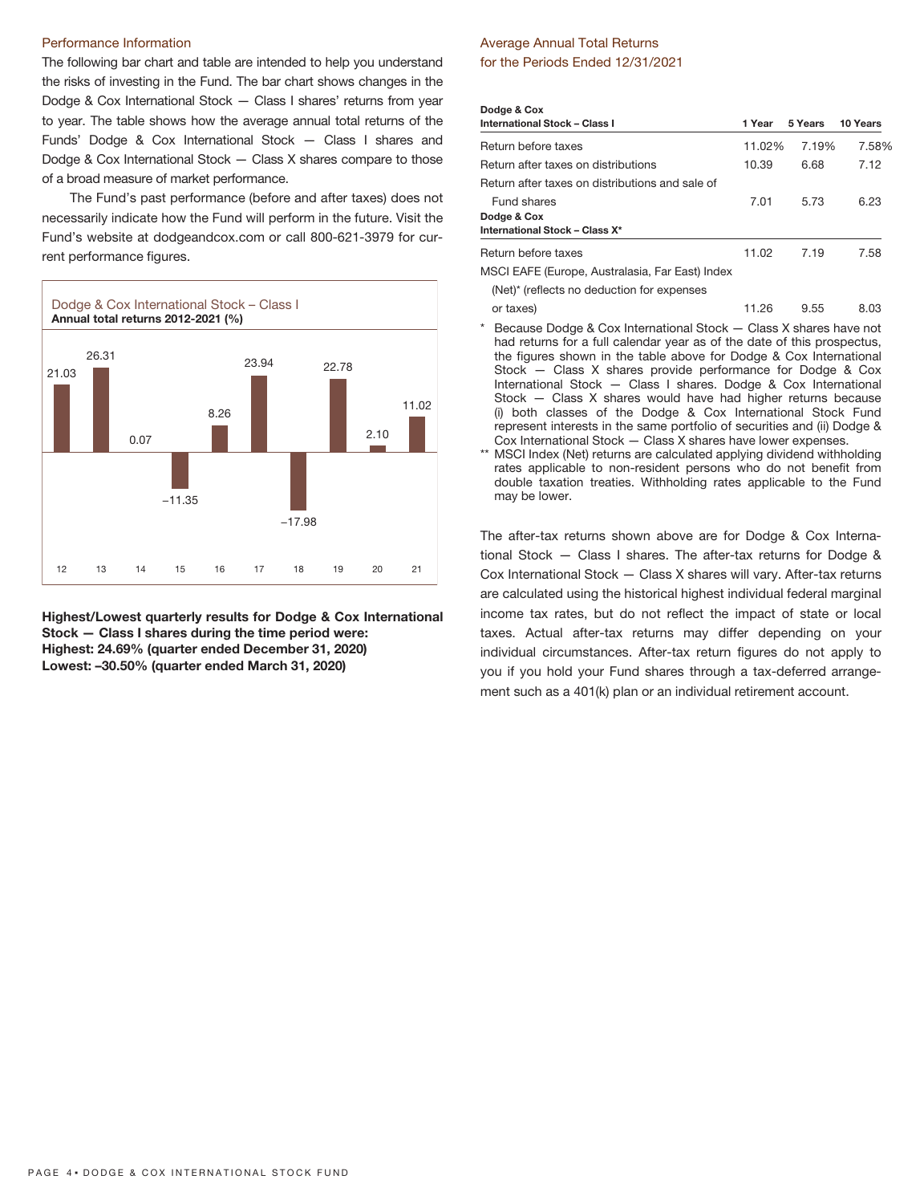## Performance Information

The following bar chart and table are intended to help you understand the risks of investing in the Fund. The bar chart shows changes in the Dodge & Cox International Stock — Class I shares' returns from year to year. The table shows how the average annual total returns of the Funds' Dodge & Cox International Stock — Class I shares and Dodge & Cox International Stock — Class X shares compare to those of a broad measure of market performance.

The Fund's past performance (before and after taxes) does not necessarily indicate how the Fund will perform in the future. Visit the Fund's website at dodgeandcox.com or call 800-621-3979 for current performance figures.

Dodge & Cox International Stock – Class I
**Annual total returns 2012-2021 (%)**

| Year | 12 | 13 | 14 | 15 | 16 | 17 | 18 | 19 | 20 | 21 |
|---|---|---|---|---|---|---|---|---|---|---|
| Return (%) | 21.03 | 26.31 | 0.07 | –11.35 | 8.26 | 23.94 | –17.98 | 22.78 | 2.10 | 11.02 |

**Highest/Lowest quarterly results for Dodge & Cox International Stock — Class I shares during the time period were:**
**Highest: 24.69% (quarter ended December 31, 2020)**
**Lowest: –30.50% (quarter ended March 31, 2020)**

## Average Annual Total Returns for the Periods Ended 12/31/2021

| **Dodge & Cox International Stock – Class I** | **1 Year** | **5 Years** | **10 Years** |
|---|---|---|---|
| Return before taxes | 11.02% | 7.19% | 7.58% |
| Return after taxes on distributions | 10.39 | 6.68 | 7.12 |
| Return after taxes on distributions and sale of Fund shares | 7.01 | 5.73 | 6.23 |
| **Dodge & Cox International Stock – Class X*** | | | |
| Return before taxes | 11.02 | 7.19 | 7.58 |
| MSCI EAFE (Europe, Australasia, Far East) Index (Net)* (reflects no deduction for expenses or taxes) | 11.26 | 9.55 | 8.03 |

\* Because Dodge & Cox International Stock — Class X shares have not had returns for a full calendar year as of the date of this prospectus, the figures shown in the table above for Dodge & Cox International Stock — Class X shares provide performance for Dodge & Cox International Stock — Class I shares. Dodge & Cox International Stock — Class X shares would have had higher returns because (i) both classes of the Dodge & Cox International Stock Fund represent interests in the same portfolio of securities and (ii) Dodge & Cox International Stock — Class X shares have lower expenses.

\*\* MSCI Index (Net) returns are calculated applying dividend withholding rates applicable to non-resident persons who do not benefit from double taxation treaties. Withholding rates applicable to the Fund may be lower.

The after-tax returns shown above are for Dodge & Cox International Stock — Class I shares. The after-tax returns for Dodge & Cox International Stock — Class X shares will vary. After-tax returns are calculated using the historical highest individual federal marginal income tax rates, but do not reflect the impact of state or local taxes. Actual after-tax returns may differ depending on your individual circumstances. After-tax return figures do not apply to you if you hold your Fund shares through a tax-deferred arrangement such as a 401(k) plan or an individual retirement account.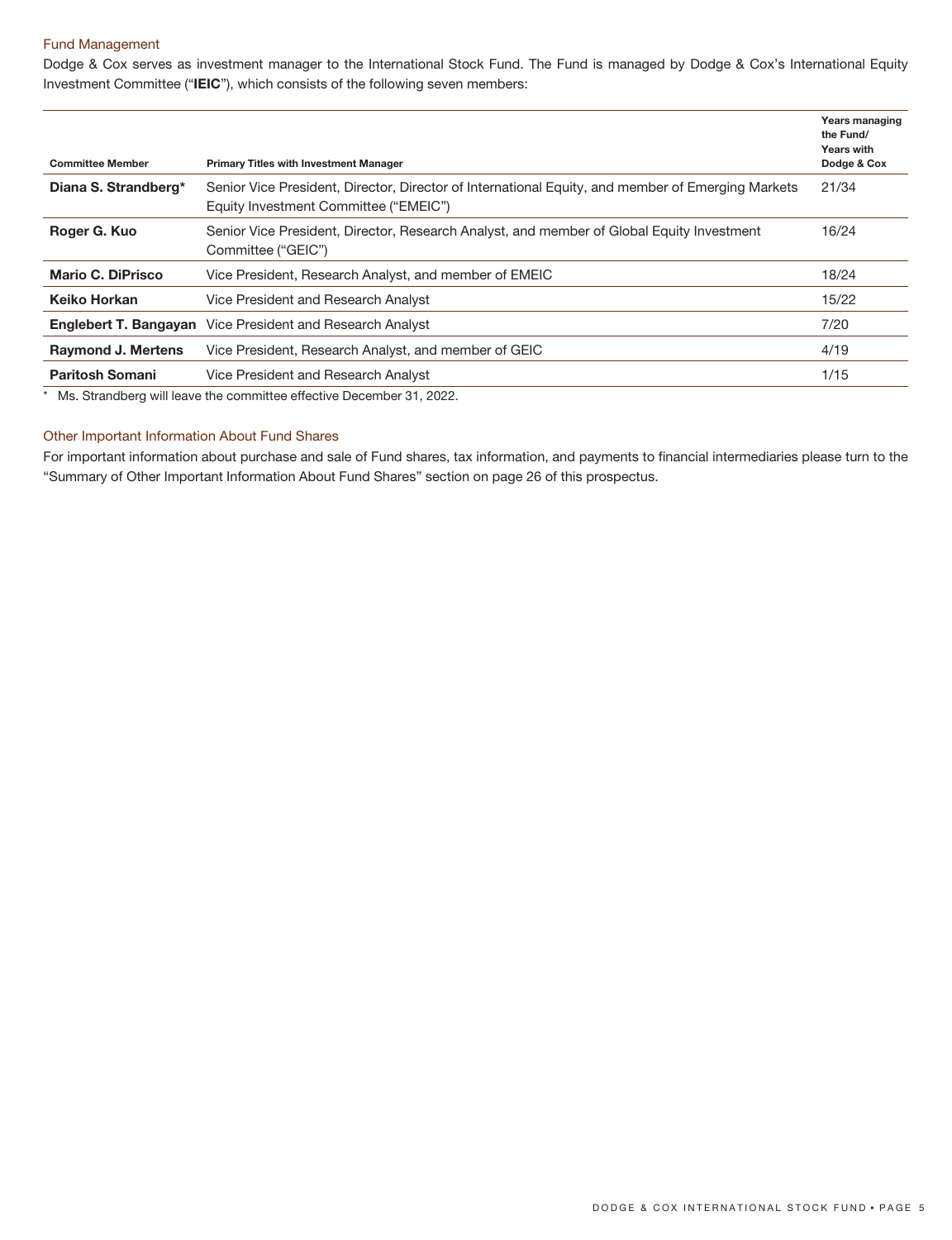## Fund Management

Dodge & Cox serves as investment manager to the International Stock Fund. The Fund is managed by Dodge & Cox's International Equity Investment Committee ("**IEIC**"), which consists of the following seven members:

| Committee Member | Primary Titles with Investment Manager | Years managing the Fund/ Years with Dodge & Cox |
|---|---|---|
| **Diana S. Strandberg*** | Senior Vice President, Director, Director of International Equity, and member of Emerging Markets Equity Investment Committee ("EMEIC") | 21/34 |
| **Roger G. Kuo** | Senior Vice President, Director, Research Analyst, and member of Global Equity Investment Committee ("GEIC") | 16/24 |
| **Mario C. DiPrisco** | Vice President, Research Analyst, and member of EMEIC | 18/24 |
| **Keiko Horkan** | Vice President and Research Analyst | 15/22 |
| **Englebert T. Bangayan** | Vice President and Research Analyst | 7/20 |
| **Raymond J. Mertens** | Vice President, Research Analyst, and member of GEIC | 4/19 |
| **Paritosh Somani** | Vice President and Research Analyst | 1/15 |

* Ms. Strandberg will leave the committee effective December 31, 2022.

## Other Important Information About Fund Shares

For important information about purchase and sale of Fund shares, tax information, and payments to financial intermediaries please turn to the "Summary of Other Important Information About Fund Shares" section on page 26 of this prospectus.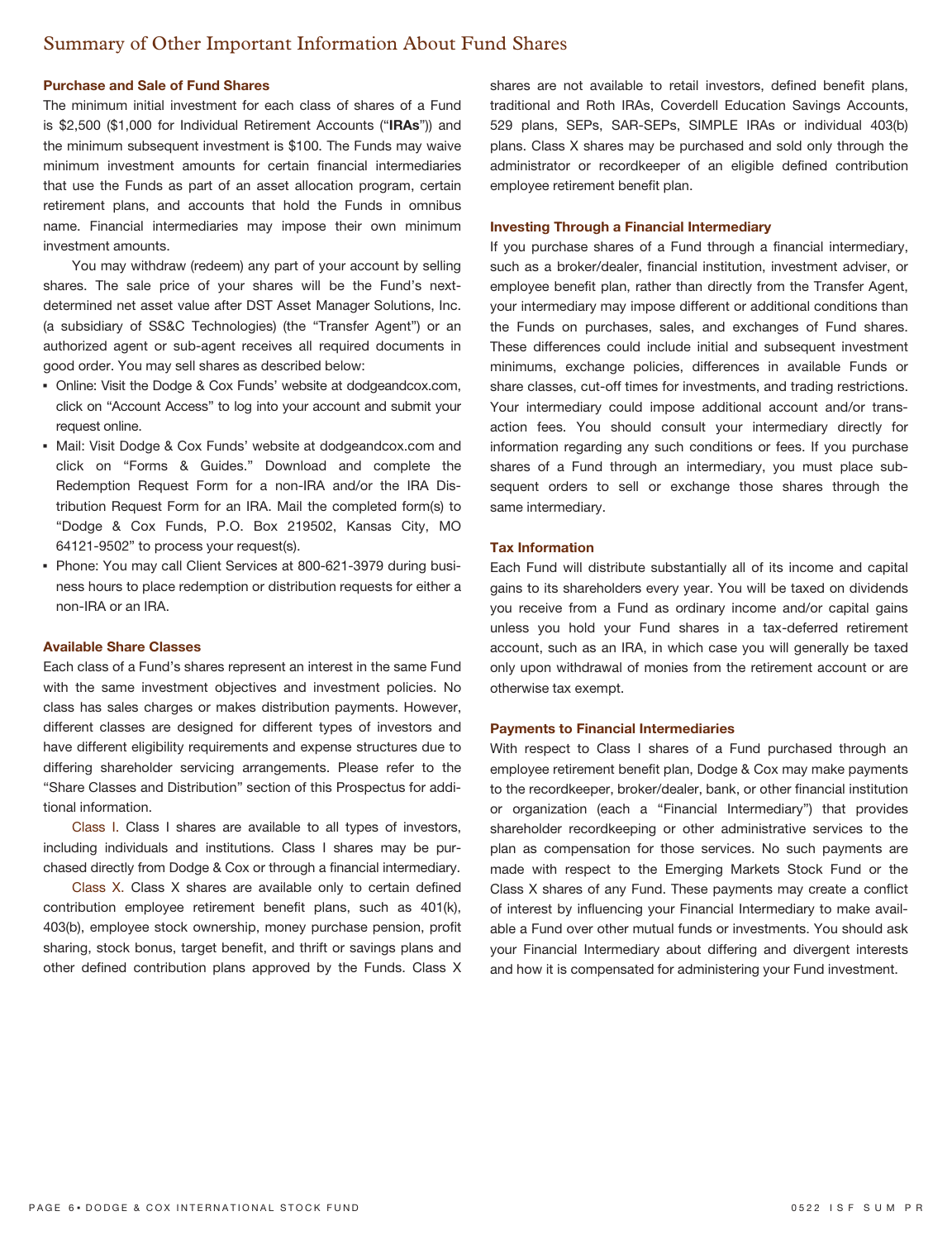## Summary of Other Important Information About Fund Shares

### Purchase and Sale of Fund Shares

The minimum initial investment for each class of shares of a Fund is $2,500 ($1,000 for Individual Retirement Accounts ("**IRAs**")) and the minimum subsequent investment is $100. The Funds may waive minimum investment amounts for certain financial intermediaries that use the Funds as part of an asset allocation program, certain retirement plans, and accounts that hold the Funds in omnibus name. Financial intermediaries may impose their own minimum investment amounts.

You may withdraw (redeem) any part of your account by selling shares. The sale price of your shares will be the Fund's next-determined net asset value after DST Asset Manager Solutions, Inc. (a subsidiary of SS&C Technologies) (the "Transfer Agent") or an authorized agent or sub-agent receives all required documents in good order. You may sell shares as described below:

- Online: Visit the Dodge & Cox Funds' website at dodgeandcox.com, click on "Account Access" to log into your account and submit your request online.
- Mail: Visit Dodge & Cox Funds' website at dodgeandcox.com and click on "Forms & Guides." Download and complete the Redemption Request Form for a non-IRA and/or the IRA Distribution Request Form for an IRA. Mail the completed form(s) to "Dodge & Cox Funds, P.O. Box 219502, Kansas City, MO 64121-9502" to process your request(s).
- Phone: You may call Client Services at 800-621-3979 during business hours to place redemption or distribution requests for either a non-IRA or an IRA.

### Available Share Classes

Each class of a Fund's shares represent an interest in the same Fund with the same investment objectives and investment policies. No class has sales charges or makes distribution payments. However, different classes are designed for different types of investors and have different eligibility requirements and expense structures due to differing shareholder servicing arrangements. Please refer to the "Share Classes and Distribution" section of this Prospectus for additional information.

Class I. Class I shares are available to all types of investors, including individuals and institutions. Class I shares may be purchased directly from Dodge & Cox or through a financial intermediary.

Class X. Class X shares are available only to certain defined contribution employee retirement benefit plans, such as 401(k), 403(b), employee stock ownership, money purchase pension, profit sharing, stock bonus, target benefit, and thrift or savings plans and other defined contribution plans approved by the Funds. Class X shares are not available to retail investors, defined benefit plans, traditional and Roth IRAs, Coverdell Education Savings Accounts, 529 plans, SEPs, SAR-SEPs, SIMPLE IRAs or individual 403(b) plans. Class X shares may be purchased and sold only through the administrator or recordkeeper of an eligible defined contribution employee retirement benefit plan.

### Investing Through a Financial Intermediary

If you purchase shares of a Fund through a financial intermediary, such as a broker/dealer, financial institution, investment adviser, or employee benefit plan, rather than directly from the Transfer Agent, your intermediary may impose different or additional conditions than the Funds on purchases, sales, and exchanges of Fund shares. These differences could include initial and subsequent investment minimums, exchange policies, differences in available Funds or share classes, cut-off times for investments, and trading restrictions. Your intermediary could impose additional account and/or transaction fees. You should consult your intermediary directly for information regarding any such conditions or fees. If you purchase shares of a Fund through an intermediary, you must place subsequent orders to sell or exchange those shares through the same intermediary.

### Tax Information

Each Fund will distribute substantially all of its income and capital gains to its shareholders every year. You will be taxed on dividends you receive from a Fund as ordinary income and/or capital gains unless you hold your Fund shares in a tax-deferred retirement account, such as an IRA, in which case you will generally be taxed only upon withdrawal of monies from the retirement account or are otherwise tax exempt.

### Payments to Financial Intermediaries

With respect to Class I shares of a Fund purchased through an employee retirement benefit plan, Dodge & Cox may make payments to the recordkeeper, broker/dealer, bank, or other financial institution or organization (each a "Financial Intermediary") that provides shareholder recordkeeping or other administrative services to the plan as compensation for those services. No such payments are made with respect to the Emerging Markets Stock Fund or the Class X shares of any Fund. These payments may create a conflict of interest by influencing your Financial Intermediary to make available a Fund over other mutual funds or investments. You should ask your Financial Intermediary about differing and divergent interests and how it is compensated for administering your Fund investment.